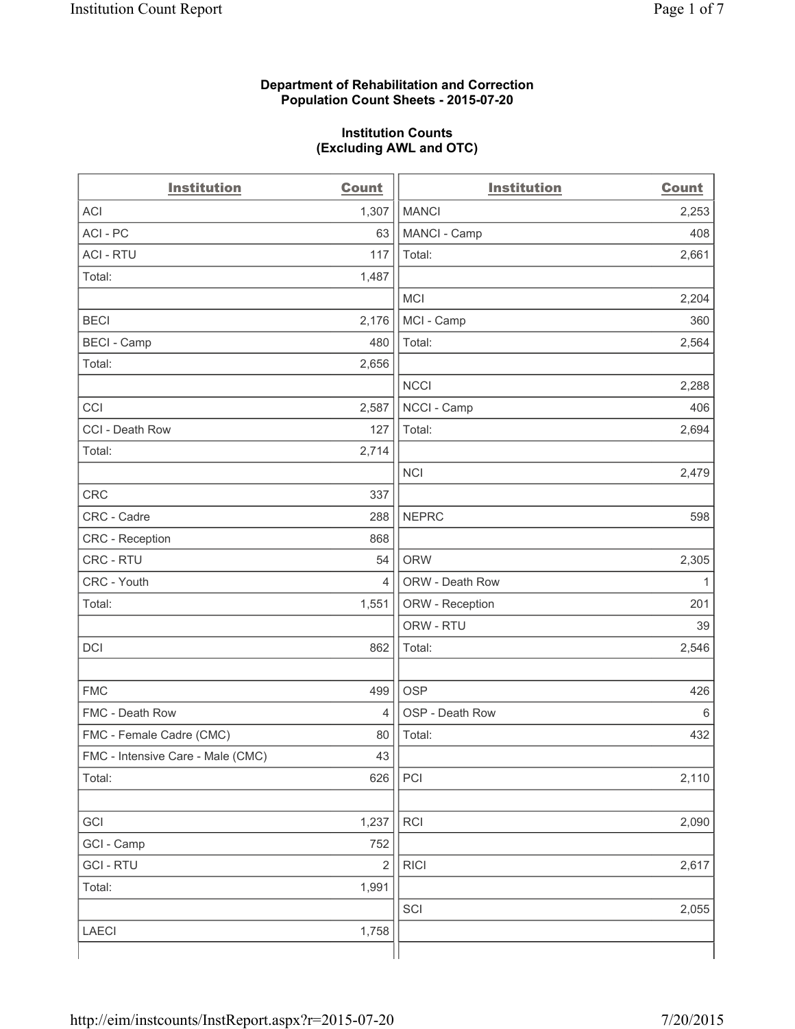**Department of Rehabilitation and Correction**
**Population Count Sheets - 2015-07-20**

**Institution Counts**
**(Excluding AWL and OTC)**

| Institution | Count | Institution | Count |
|---|---|---|---|
| ACI | 1,307 | MANCI | 2,253 |
| ACI - PC | 63 | MANCI - Camp | 408 |
| ACI - RTU | 117 | Total: | 2,661 |
| Total: | 1,487 | | |
| | | MCI | 2,204 |
| BECI | 2,176 | MCI - Camp | 360 |
| BECI - Camp | 480 | Total: | 2,564 |
| Total: | 2,656 | | |
| | | NCCI | 2,288 |
| CCI | 2,587 | NCCI - Camp | 406 |
| CCI - Death Row | 127 | Total: | 2,694 |
| Total: | 2,714 | | |
| | | NCI | 2,479 |
| CRC | 337 | | |
| CRC - Cadre | 288 | NEPRC | 598 |
| CRC - Reception | 868 | | |
| CRC - RTU | 54 | ORW | 2,305 |
| CRC - Youth | 4 | ORW - Death Row | 1 |
| Total: | 1,551 | ORW - Reception | 201 |
| | | ORW - RTU | 39 |
| DCI | 862 | Total: | 2,546 |
| | | | |
| FMC | 499 | OSP | 426 |
| FMC - Death Row | 4 | OSP - Death Row | 6 |
| FMC - Female Cadre (CMC) | 80 | Total: | 432 |
| FMC - Intensive Care - Male (CMC) | 43 | | |
| Total: | 626 | PCI | 2,110 |
| | | | |
| GCI | 1,237 | RCI | 2,090 |
| GCI - Camp | 752 | | |
| GCI - RTU | 2 | RICI | 2,617 |
| Total: | 1,991 | | |
| | | SCI | 2,055 |
| LAECI | 1,758 | | |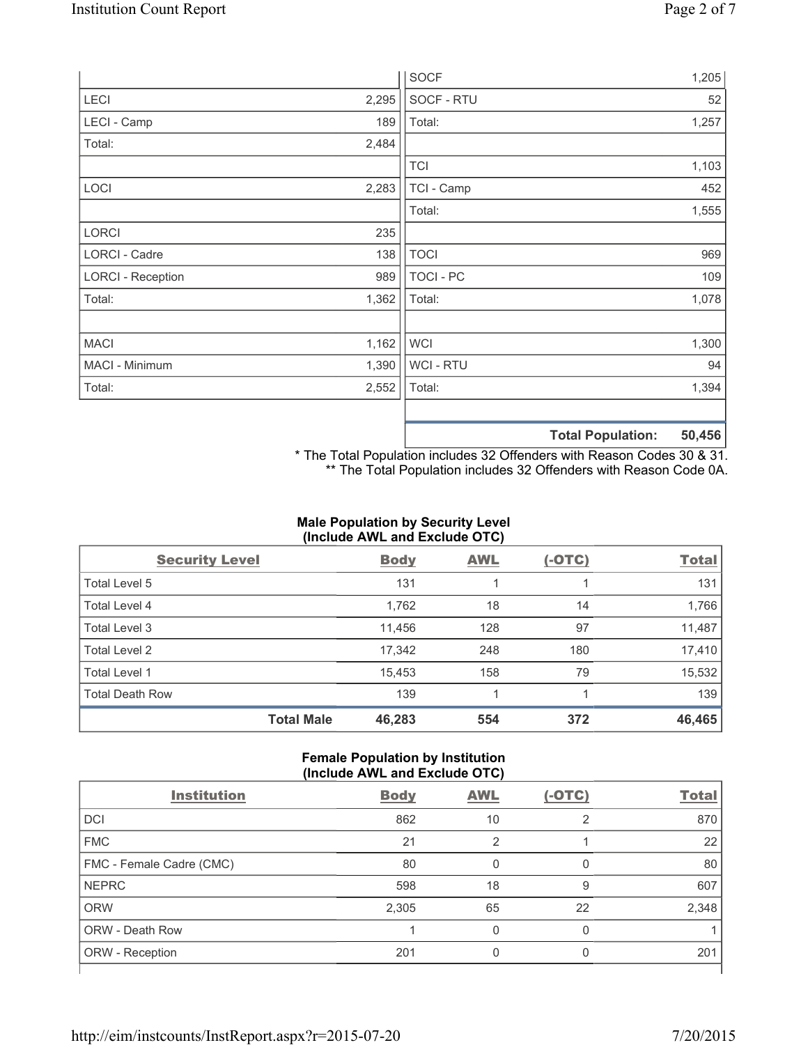| | | | |
|---|---|---|---|
| | | SOCF | 1,205 |
| LECI | 2,295 | SOCF - RTU | 52 |
| LECI - Camp | 189 | Total: | 1,257 |
| Total: | 2,484 | | |
| | | TCI | 1,103 |
| LOCI | 2,283 | TCI - Camp | 452 |
| | | Total: | 1,555 |
| LORCI | 235 | | |
| LORCI - Cadre | 138 | TOCI | 969 |
| LORCI - Reception | 989 | TOCI - PC | 109 |
| Total: | 1,362 | Total: | 1,078 |
| | | | |
| MACI | 1,162 | WCI | 1,300 |
| MACI - Minimum | 1,390 | WCI - RTU | 94 |
| Total: | 2,552 | Total: | 1,394 |
| | | | |
| | | **Total Population:** | **50,456** |

\* The Total Population includes 32 Offenders with Reason Codes 30 & 31.
\*\* The Total Population includes 32 Offenders with Reason Code 0A.

### Male Population by Security Level (Include AWL and Exclude OTC)

| Security Level | Body | AWL | (-OTC) | Total |
|---|---|---|---|---|
| Total Level 5 | 131 | 1 | 1 | 131 |
| Total Level 4 | 1,762 | 18 | 14 | 1,766 |
| Total Level 3 | 11,456 | 128 | 97 | 11,487 |
| Total Level 2 | 17,342 | 248 | 180 | 17,410 |
| Total Level 1 | 15,453 | 158 | 79 | 15,532 |
| Total Death Row | 139 | 1 | 1 | 139 |
| **Total Male** | **46,283** | **554** | **372** | **46,465** |

### Female Population by Institution (Include AWL and Exclude OTC)

| Institution | Body | AWL | (-OTC) | Total |
|---|---|---|---|---|
| DCI | 862 | 10 | 2 | 870 |
| FMC | 21 | 2 | 1 | 22 |
| FMC - Female Cadre (CMC) | 80 | 0 | 0 | 80 |
| NEPRC | 598 | 18 | 9 | 607 |
| ORW | 2,305 | 65 | 22 | 2,348 |
| ORW - Death Row | 1 | 0 | 0 | 1 |
| ORW - Reception | 201 | 0 | 0 | 201 |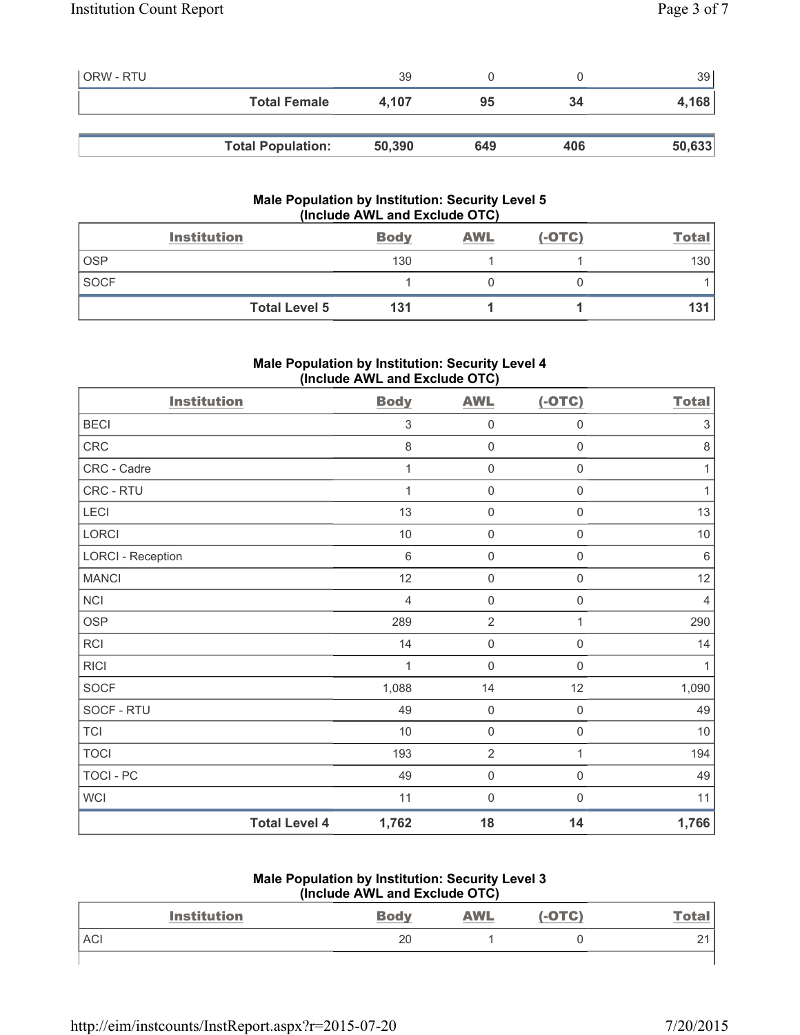| | | | | |
|---|---|---|---|---|
| ORW - RTU | 39 | 0 | 0 | 39 |
| Total Female | 4,107 | 95 | 34 | 4,168 |

| | | | | |
|---|---|---|---|---|
| Total Population: | 50,390 | 649 | 406 | 50,633 |

### Male Population by Institution: Security Level 5 (Include AWL and Exclude OTC)

| Institution | Body | AWL | (-OTC) | Total |
|---|---|---|---|---|
| OSP | 130 | 1 | 1 | 130 |
| SOCF | 1 | 0 | 0 | 1 |
| Total Level 5 | 131 | 1 | 1 | 131 |

### Male Population by Institution: Security Level 4 (Include AWL and Exclude OTC)

| Institution | Body | AWL | (-OTC) | Total |
|---|---|---|---|---|
| BECI | 3 | 0 | 0 | 3 |
| CRC | 8 | 0 | 0 | 8 |
| CRC - Cadre | 1 | 0 | 0 | 1 |
| CRC - RTU | 1 | 0 | 0 | 1 |
| LECI | 13 | 0 | 0 | 13 |
| LORCI | 10 | 0 | 0 | 10 |
| LORCI - Reception | 6 | 0 | 0 | 6 |
| MANCI | 12 | 0 | 0 | 12 |
| NCI | 4 | 0 | 0 | 4 |
| OSP | 289 | 2 | 1 | 290 |
| RCI | 14 | 0 | 0 | 14 |
| RICI | 1 | 0 | 0 | 1 |
| SOCF | 1,088 | 14 | 12 | 1,090 |
| SOCF - RTU | 49 | 0 | 0 | 49 |
| TCI | 10 | 0 | 0 | 10 |
| TOCI | 193 | 2 | 1 | 194 |
| TOCI - PC | 49 | 0 | 0 | 49 |
| WCI | 11 | 0 | 0 | 11 |
| Total Level 4 | 1,762 | 18 | 14 | 1,766 |

### Male Population by Institution: Security Level 3 (Include AWL and Exclude OTC)

| Institution | Body | AWL | (-OTC) | Total |
|---|---|---|---|---|
| ACI | 20 | 1 | 0 | 21 |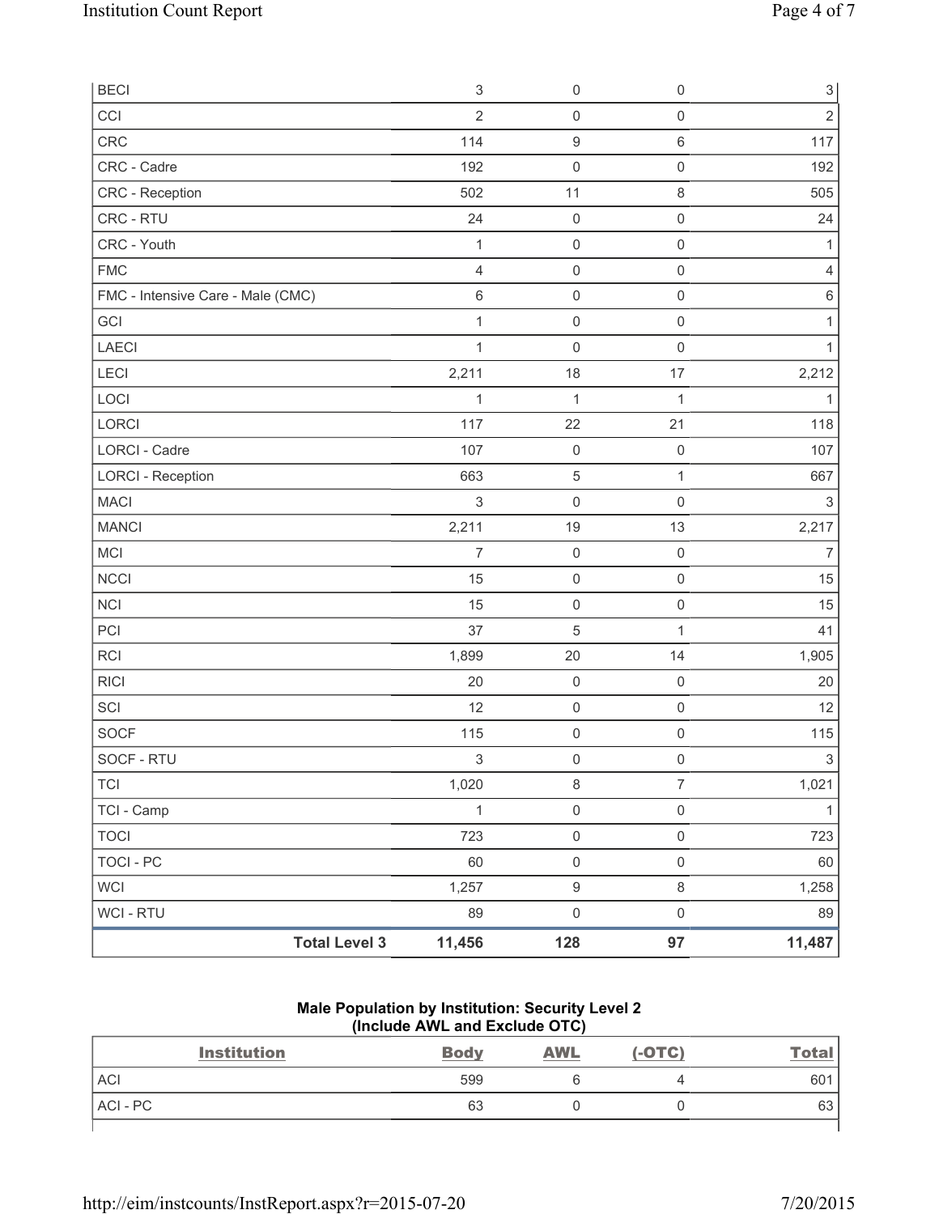| | | | |
|---|---|---|---|
| BECI | 3 | 0 | 0 | 3 |
| CCI | 2 | 0 | 0 | 2 |
| CRC | 114 | 9 | 6 | 117 |
| CRC - Cadre | 192 | 0 | 0 | 192 |
| CRC - Reception | 502 | 11 | 8 | 505 |
| CRC - RTU | 24 | 0 | 0 | 24 |
| CRC - Youth | 1 | 0 | 0 | 1 |
| FMC | 4 | 0 | 0 | 4 |
| FMC - Intensive Care - Male (CMC) | 6 | 0 | 0 | 6 |
| GCI | 1 | 0 | 0 | 1 |
| LAECI | 1 | 0 | 0 | 1 |
| LECI | 2,211 | 18 | 17 | 2,212 |
| LOCI | 1 | 1 | 1 | 1 |
| LORCI | 117 | 22 | 21 | 118 |
| LORCI - Cadre | 107 | 0 | 0 | 107 |
| LORCI - Reception | 663 | 5 | 1 | 667 |
| MACI | 3 | 0 | 0 | 3 |
| MANCI | 2,211 | 19 | 13 | 2,217 |
| MCI | 7 | 0 | 0 | 7 |
| NCCI | 15 | 0 | 0 | 15 |
| NCI | 15 | 0 | 0 | 15 |
| PCI | 37 | 5 | 1 | 41 |
| RCI | 1,899 | 20 | 14 | 1,905 |
| RICI | 20 | 0 | 0 | 20 |
| SCI | 12 | 0 | 0 | 12 |
| SOCF | 115 | 0 | 0 | 115 |
| SOCF - RTU | 3 | 0 | 0 | 3 |
| TCI | 1,020 | 8 | 7 | 1,021 |
| TCI - Camp | 1 | 0 | 0 | 1 |
| TOCI | 723 | 0 | 0 | 723 |
| TOCI - PC | 60 | 0 | 0 | 60 |
| WCI | 1,257 | 9 | 8 | 1,258 |
| WCI - RTU | 89 | 0 | 0 | 89 |
| **Total Level 3** | **11,456** | **128** | **97** | **11,487** |

**Male Population by Institution: Security Level 2**
**(Include AWL and Exclude OTC)**

| Institution | Body | AWL | (-OTC) | Total |
|---|---|---|---|---|
| ACI | 599 | 6 | 4 | 601 |
| ACI - PC | 63 | 0 | 0 | 63 |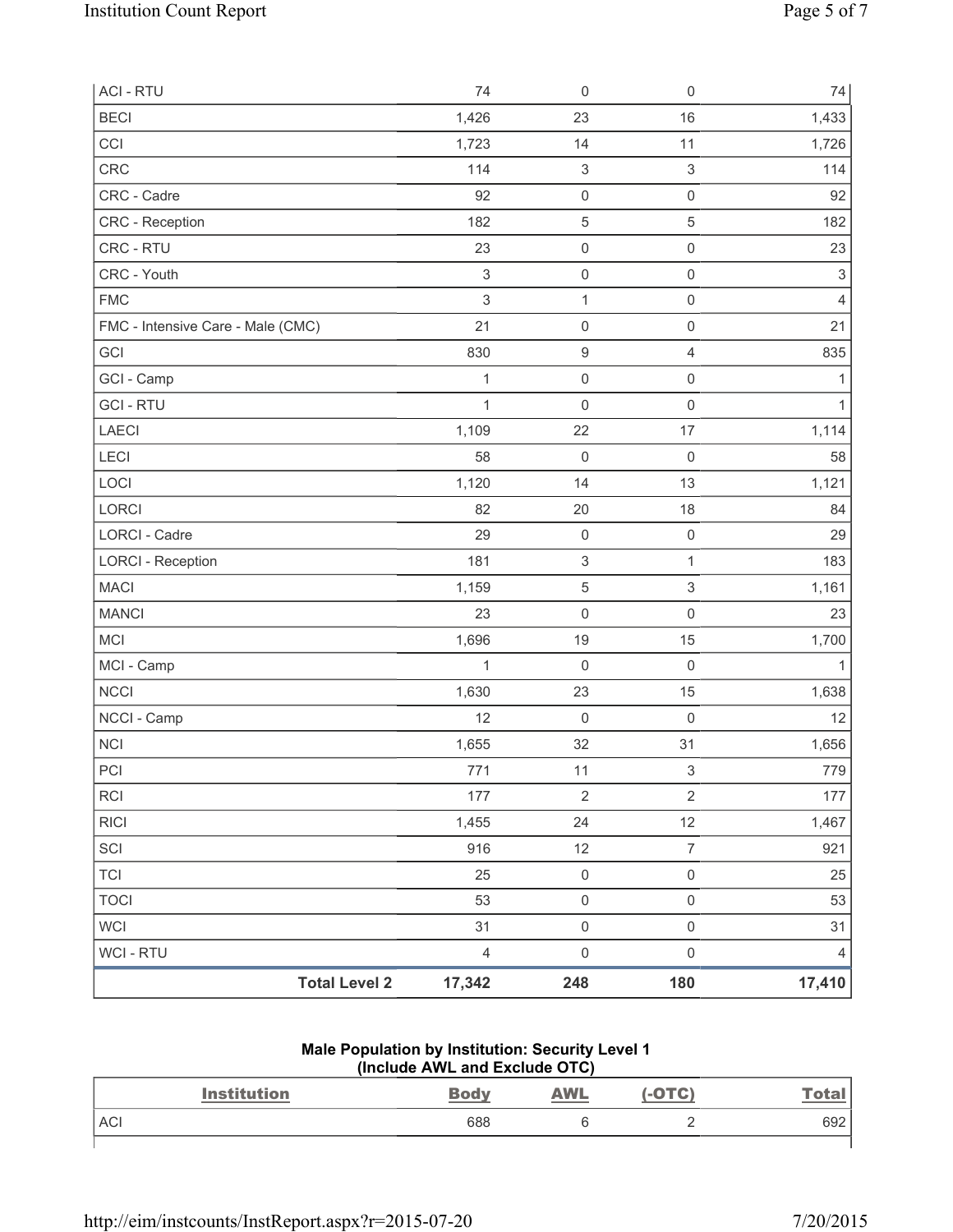| | | | |
|---|---|---|---|
| ACI - RTU | 74 | 0 | 0 | 74 |
| BECI | 1,426 | 23 | 16 | 1,433 |
| CCI | 1,723 | 14 | 11 | 1,726 |
| CRC | 114 | 3 | 3 | 114 |
| CRC - Cadre | 92 | 0 | 0 | 92 |
| CRC - Reception | 182 | 5 | 5 | 182 |
| CRC - RTU | 23 | 0 | 0 | 23 |
| CRC - Youth | 3 | 0 | 0 | 3 |
| FMC | 3 | 1 | 0 | 4 |
| FMC - Intensive Care - Male (CMC) | 21 | 0 | 0 | 21 |
| GCI | 830 | 9 | 4 | 835 |
| GCI - Camp | 1 | 0 | 0 | 1 |
| GCI - RTU | 1 | 0 | 0 | 1 |
| LAECI | 1,109 | 22 | 17 | 1,114 |
| LECI | 58 | 0 | 0 | 58 |
| LOCI | 1,120 | 14 | 13 | 1,121 |
| LORCI | 82 | 20 | 18 | 84 |
| LORCI - Cadre | 29 | 0 | 0 | 29 |
| LORCI - Reception | 181 | 3 | 1 | 183 |
| MACI | 1,159 | 5 | 3 | 1,161 |
| MANCI | 23 | 0 | 0 | 23 |
| MCI | 1,696 | 19 | 15 | 1,700 |
| MCI - Camp | 1 | 0 | 0 | 1 |
| NCCI | 1,630 | 23 | 15 | 1,638 |
| NCCI - Camp | 12 | 0 | 0 | 12 |
| NCI | 1,655 | 32 | 31 | 1,656 |
| PCI | 771 | 11 | 3 | 779 |
| RCI | 177 | 2 | 2 | 177 |
| RICI | 1,455 | 24 | 12 | 1,467 |
| SCI | 916 | 12 | 7 | 921 |
| TCI | 25 | 0 | 0 | 25 |
| TOCI | 53 | 0 | 0 | 53 |
| WCI | 31 | 0 | 0 | 31 |
| WCI - RTU | 4 | 0 | 0 | 4 |
| **Total Level 2** | **17,342** | **248** | **180** | **17,410** |

**Male Population by Institution: Security Level 1 (Include AWL and Exclude OTC)**

| Institution | Body | AWL | (-OTC) | Total |
|---|---|---|---|---|
| ACI | 688 | 6 | 2 | 692 |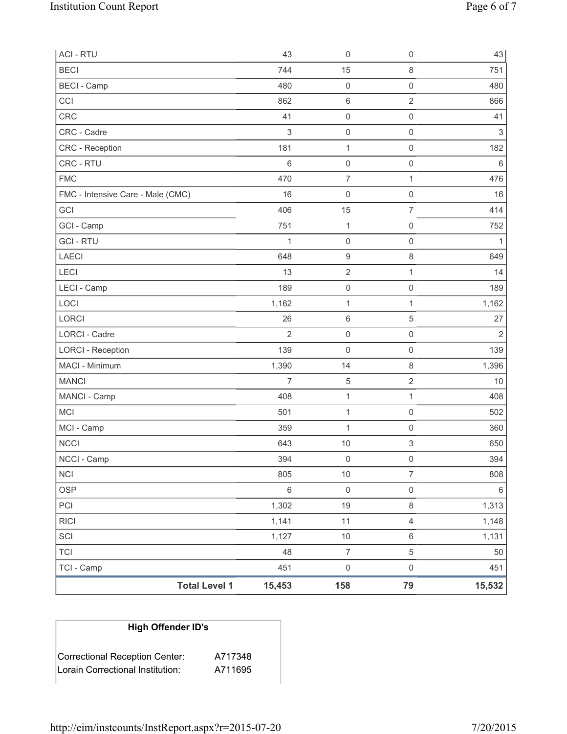| | | | | |
|---|---|---|---|---|
| ACI - RTU | 43 | 0 | 0 | 43 |
| BECI | 744 | 15 | 8 | 751 |
| BECI - Camp | 480 | 0 | 0 | 480 |
| CCI | 862 | 6 | 2 | 866 |
| CRC | 41 | 0 | 0 | 41 |
| CRC - Cadre | 3 | 0 | 0 | 3 |
| CRC - Reception | 181 | 1 | 0 | 182 |
| CRC - RTU | 6 | 0 | 0 | 6 |
| FMC | 470 | 7 | 1 | 476 |
| FMC - Intensive Care - Male (CMC) | 16 | 0 | 0 | 16 |
| GCI | 406 | 15 | 7 | 414 |
| GCI - Camp | 751 | 1 | 0 | 752 |
| GCI - RTU | 1 | 0 | 0 | 1 |
| LAECI | 648 | 9 | 8 | 649 |
| LECI | 13 | 2 | 1 | 14 |
| LECI - Camp | 189 | 0 | 0 | 189 |
| LOCI | 1,162 | 1 | 1 | 1,162 |
| LORCI | 26 | 6 | 5 | 27 |
| LORCI - Cadre | 2 | 0 | 0 | 2 |
| LORCI - Reception | 139 | 0 | 0 | 139 |
| MACI - Minimum | 1,390 | 14 | 8 | 1,396 |
| MANCI | 7 | 5 | 2 | 10 |
| MANCI - Camp | 408 | 1 | 1 | 408 |
| MCI | 501 | 1 | 0 | 502 |
| MCI - Camp | 359 | 1 | 0 | 360 |
| NCCI | 643 | 10 | 3 | 650 |
| NCCI - Camp | 394 | 0 | 0 | 394 |
| NCI | 805 | 10 | 7 | 808 |
| OSP | 6 | 0 | 0 | 6 |
| PCI | 1,302 | 19 | 8 | 1,313 |
| RICI | 1,141 | 11 | 4 | 1,148 |
| SCI | 1,127 | 10 | 6 | 1,131 |
| TCI | 48 | 7 | 5 | 50 |
| TCI - Camp | 451 | 0 | 0 | 451 |
| **Total Level 1** | **15,453** | **158** | **79** | **15,532** |

| **High Offender ID's** | |
|---|---|
| Correctional Reception Center: | A717348 |
| Lorain Correctional Institution: | A711695 |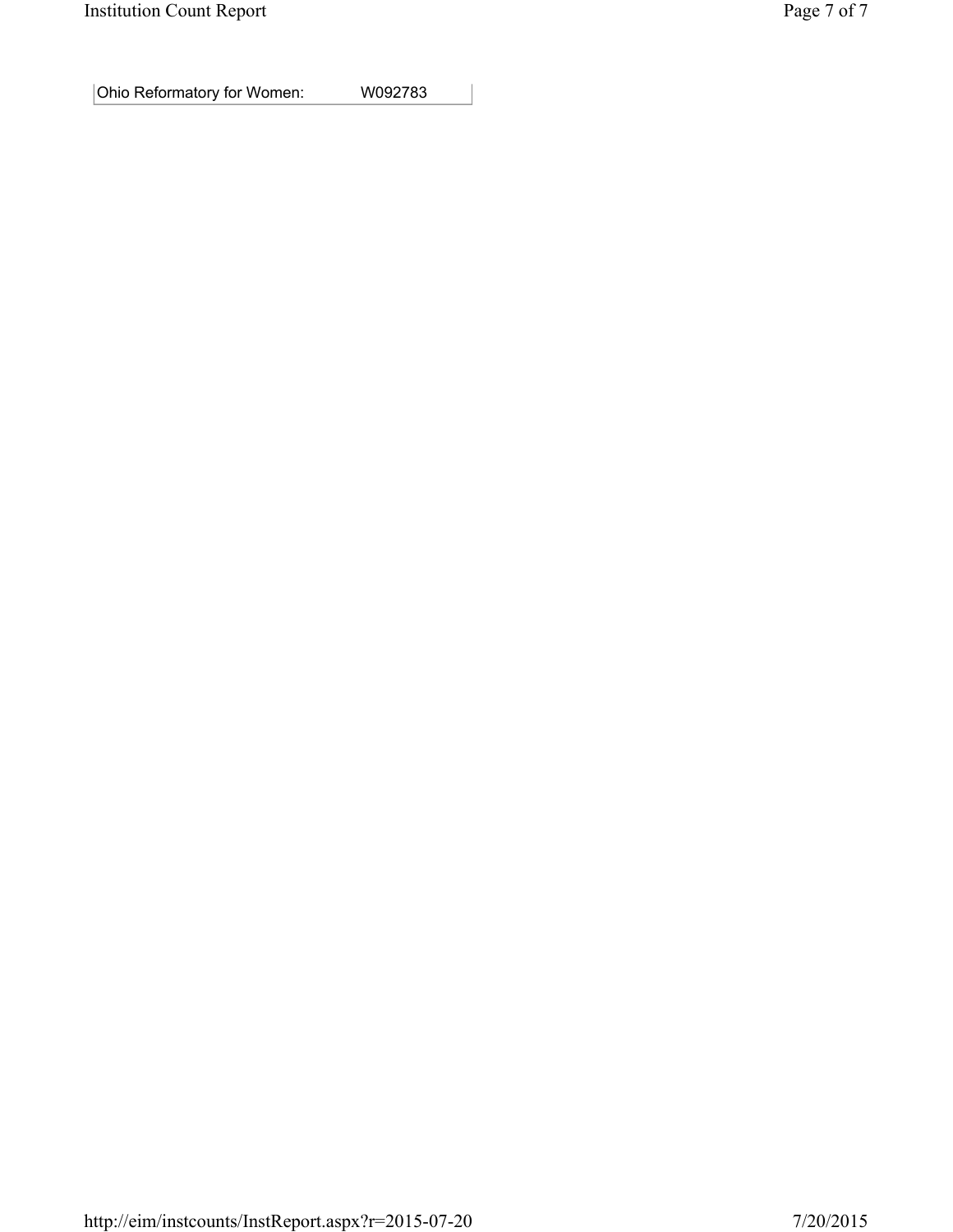| | |
|---|---|
| Ohio Reformatory for Women: | W092783 |